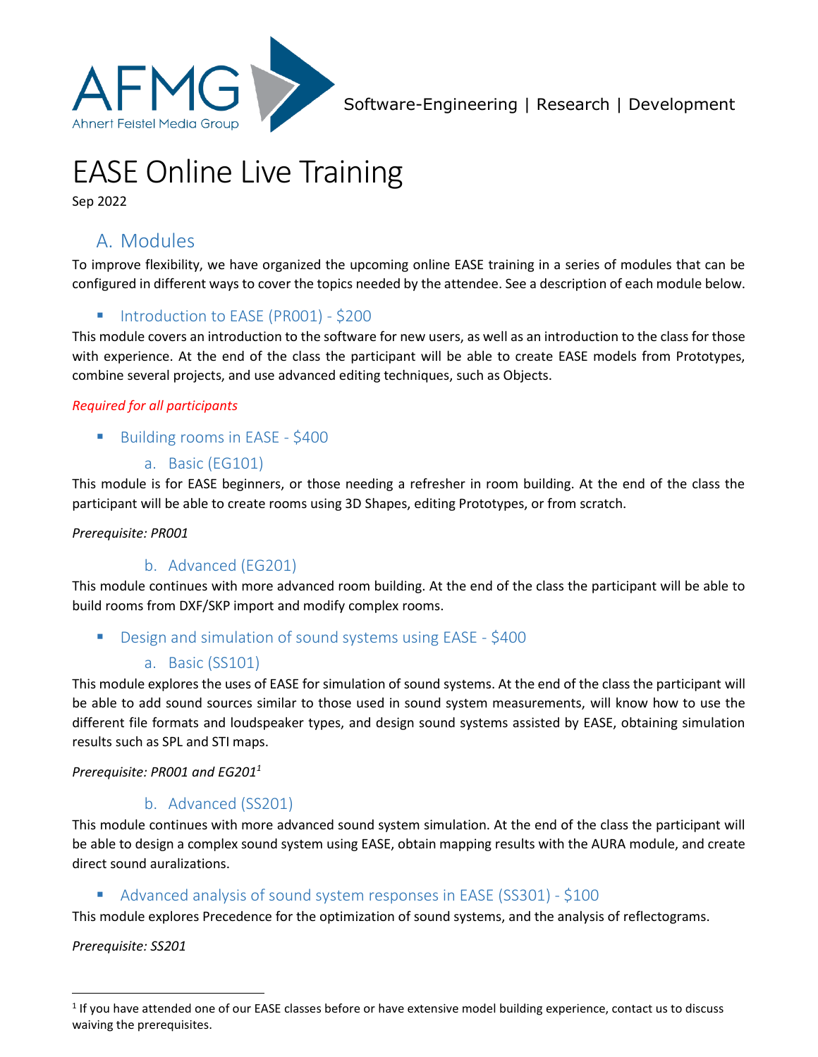AFMG
Ahnert Feistel Media Group

Software-Engineering | Research | Development

# EASE Online Live Training

Sep 2022

## A. Modules

To improve flexibility, we have organized the upcoming online EASE training in a series of modules that can be configured in different ways to cover the topics needed by the attendee. See a description of each module below.

### Introduction to EASE (PR001) - $200

This module covers an introduction to the software for new users, as well as an introduction to the class for those with experience. At the end of the class the participant will be able to create EASE models from Prototypes, combine several projects, and use advanced editing techniques, such as Objects.

*Required for all participants*

### Building rooms in EASE - $400

#### a. Basic (EG101)

This module is for EASE beginners, or those needing a refresher in room building. At the end of the class the participant will be able to create rooms using 3D Shapes, editing Prototypes, or from scratch.

*Prerequisite: PR001*

#### b. Advanced (EG201)

This module continues with more advanced room building. At the end of the class the participant will be able to build rooms from DXF/SKP import and modify complex rooms.

### Design and simulation of sound systems using EASE - $400

#### a. Basic (SS101)

This module explores the uses of EASE for simulation of sound systems. At the end of the class the participant will be able to add sound sources similar to those used in sound system measurements, will know how to use the different file formats and loudspeaker types, and design sound systems assisted by EASE, obtaining simulation results such as SPL and STI maps.

*Prerequisite: PR001 and EG201*[1]

#### b. Advanced (SS201)

This module continues with more advanced sound system simulation. At the end of the class the participant will be able to design a complex sound system using EASE, obtain mapping results with the AURA module, and create direct sound auralizations.

### Advanced analysis of sound system responses in EASE (SS301) - $100

This module explores Precedence for the optimization of sound systems, and the analysis of reflectograms.

*Prerequisite: SS201*

---

[1] If you have attended one of our EASE classes before or have extensive model building experience, contact us to discuss waiving the prerequisites.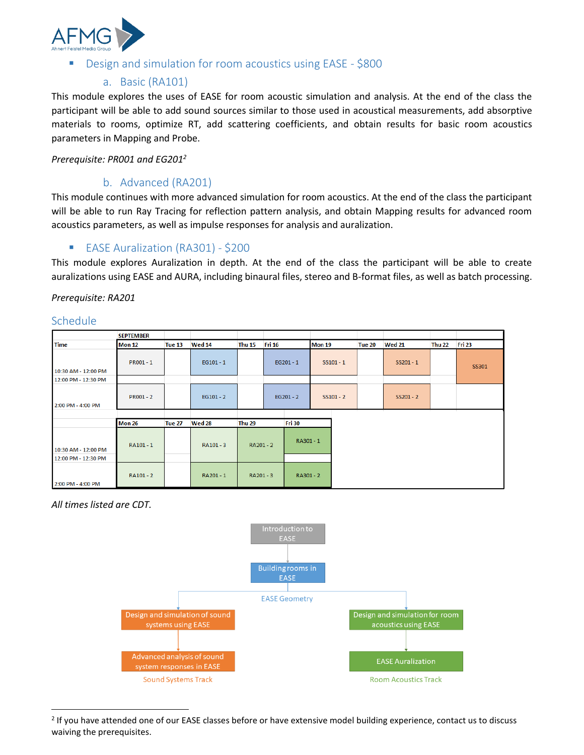- Design and simulation for room acoustics using EASE - $800

### a. Basic (RA101)

This module explores the uses of EASE for room acoustic simulation and analysis. At the end of the class the participant will be able to add sound sources similar to those used in acoustical measurements, add absorptive materials to rooms, optimize RT, add scattering coefficients, and obtain results for basic room acoustics parameters in Mapping and Probe.

*Prerequisite: PR001 and EG201*[2]

### b. Advanced (RA201)

This module continues with more advanced simulation for room acoustics. At the end of the class the participant will be able to run Ray Tracing for reflection pattern analysis, and obtain Mapping results for advanced room acoustics parameters, as well as impulse responses for analysis and auralization.

- EASE Auralization (RA301) - $200

This module explores Auralization in depth. At the end of the class the participant will be able to create auralizations using EASE and AURA, including binaural files, stereo and B-format files, as well as batch processing.

*Prerequisite: RA201*

## Schedule

| | SEPTEMBER | | | | | | | | | |
|---|---|---|---|---|---|---|---|---|---|---|
| Time | Mon 12 | Tue 13 | Wed 14 | Thu 15 | Fri 16 | Mon 19 | Tue 20 | Wed 21 | Thu 22 | Fri 23 |
| 10:30 AM - 12:00 PM | PR001 - 1 | | EG101 - 1 | | EG201 - 1 | SS101 - 1 | | SS201 - 1 | | SS301 |
| 12:00 PM - 12:30 PM | | | | | | | | | | |
| 2:00 PM - 4:00 PM | PR001 - 2 | | EG101 - 2 | | EG201 - 2 | SS101 - 2 | | SS201 - 2 | | |

| Time | Mon 26 | Tue 27 | Wed 28 | Thu 29 | Fri 30 |
|---|---|---|---|---|---|
| 10:30 AM - 12:00 PM | RA101 - 1 | | RA101 - 3 | RA201 - 2 | RA301 - 1 |
| 12:00 PM - 12:30 PM | | | | | |
| 2:00 PM - 4:00 PM | RA101 - 2 | | RA201 - 1 | RA201 - 3 | RA301 - 2 |

*All times listed are CDT.*

Introduction to EASE → Building rooms in EASE (EASE Geometry)

- Sound Systems Track: Design and simulation of sound systems using EASE → Advanced analysis of sound system responses in EASE
- Room Acoustics Track: Design and simulation for room acoustics using EASE → EASE Auralization

[2] If you have attended one of our EASE classes before or have extensive model building experience, contact us to discuss waiving the prerequisites.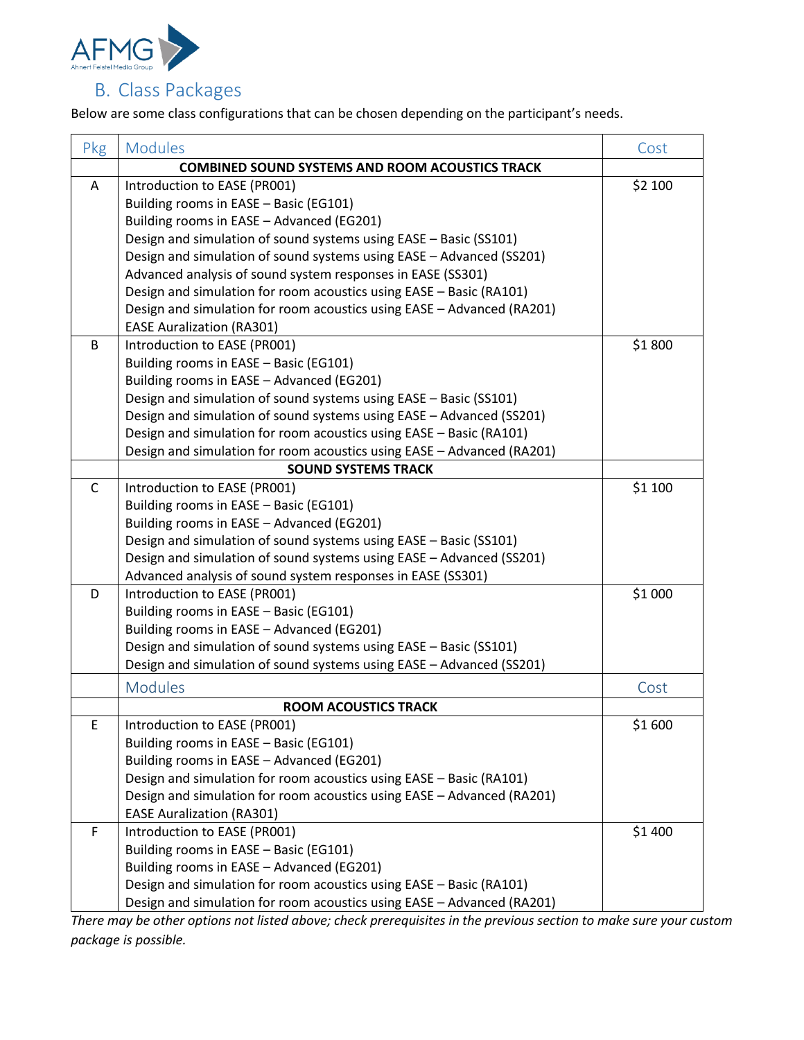## B. Class Packages

Below are some class configurations that can be chosen depending on the participant's needs.

| Pkg | Modules | Cost |
|---|---|---|
| | **COMBINED SOUND SYSTEMS AND ROOM ACOUSTICS TRACK** | |
| A | Introduction to EASE (PR001)<br>Building rooms in EASE – Basic (EG101)<br>Building rooms in EASE – Advanced (EG201)<br>Design and simulation of sound systems using EASE – Basic (SS101)<br>Design and simulation of sound systems using EASE – Advanced (SS201)<br>Advanced analysis of sound system responses in EASE (SS301)<br>Design and simulation for room acoustics using EASE – Basic (RA101)<br>Design and simulation for room acoustics using EASE – Advanced (RA201)<br>EASE Auralization (RA301) | $2 100 |
| B | Introduction to EASE (PR001)<br>Building rooms in EASE – Basic (EG101)<br>Building rooms in EASE – Advanced (EG201)<br>Design and simulation of sound systems using EASE – Basic (SS101)<br>Design and simulation of sound systems using EASE – Advanced (SS201)<br>Design and simulation for room acoustics using EASE – Basic (RA101)<br>Design and simulation for room acoustics using EASE – Advanced (RA201) | $1 800 |
| | **SOUND SYSTEMS TRACK** | |
| C | Introduction to EASE (PR001)<br>Building rooms in EASE – Basic (EG101)<br>Building rooms in EASE – Advanced (EG201)<br>Design and simulation of sound systems using EASE – Basic (SS101)<br>Design and simulation of sound systems using EASE – Advanced (SS201)<br>Advanced analysis of sound system responses in EASE (SS301) | $1 100 |
| D | Introduction to EASE (PR001)<br>Building rooms in EASE – Basic (EG101)<br>Building rooms in EASE – Advanced (EG201)<br>Design and simulation of sound systems using EASE – Basic (SS101)<br>Design and simulation of sound systems using EASE – Advanced (SS201) | $1 000 |
| | Modules | Cost |
| | **ROOM ACOUSTICS TRACK** | |
| E | Introduction to EASE (PR001)<br>Building rooms in EASE – Basic (EG101)<br>Building rooms in EASE – Advanced (EG201)<br>Design and simulation for room acoustics using EASE – Basic (RA101)<br>Design and simulation for room acoustics using EASE – Advanced (RA201)<br>EASE Auralization (RA301) | $1 600 |
| F | Introduction to EASE (PR001)<br>Building rooms in EASE – Basic (EG101)<br>Building rooms in EASE – Advanced (EG201)<br>Design and simulation for room acoustics using EASE – Basic (RA101)<br>Design and simulation for room acoustics using EASE – Advanced (RA201) | $1 400 |

*There may be other options not listed above; check prerequisites in the previous section to make sure your custom package is possible.*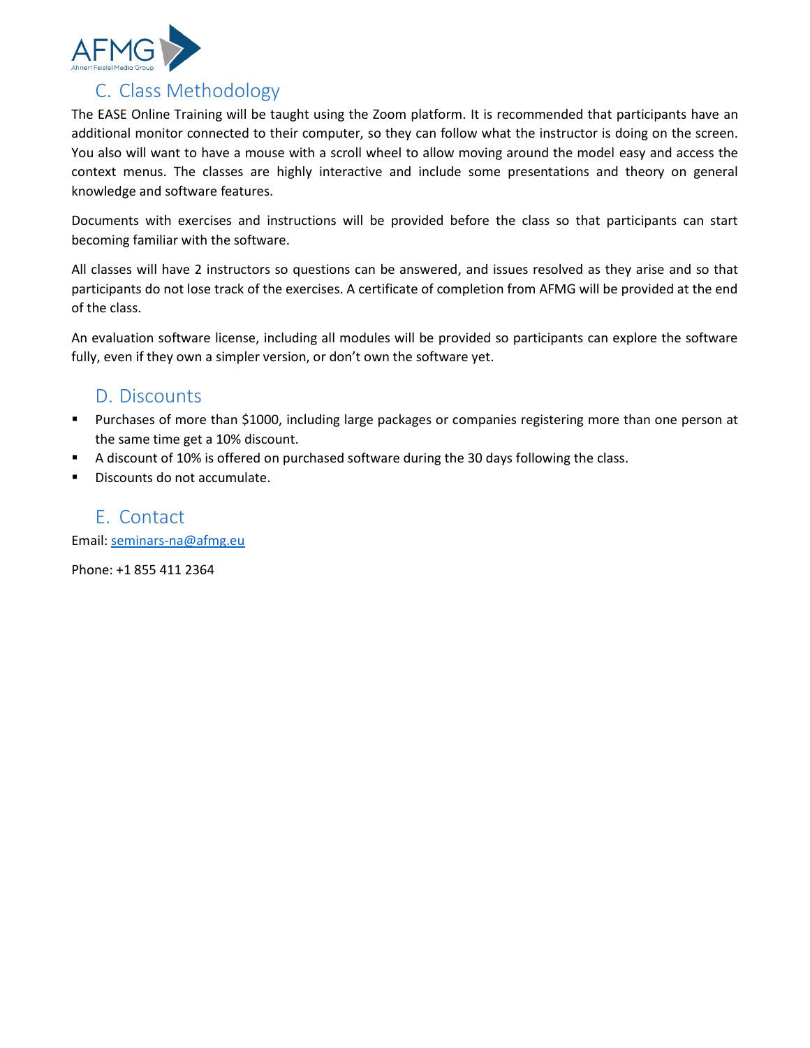## C. Class Methodology

The EASE Online Training will be taught using the Zoom platform. It is recommended that participants have an additional monitor connected to their computer, so they can follow what the instructor is doing on the screen. You also will want to have a mouse with a scroll wheel to allow moving around the model easy and access the context menus. The classes are highly interactive and include some presentations and theory on general knowledge and software features.

Documents with exercises and instructions will be provided before the class so that participants can start becoming familiar with the software.

All classes will have 2 instructors so questions can be answered, and issues resolved as they arise and so that participants do not lose track of the exercises. A certificate of completion from AFMG will be provided at the end of the class.

An evaluation software license, including all modules will be provided so participants can explore the software fully, even if they own a simpler version, or don't own the software yet.

## D. Discounts

- Purchases of more than $1000, including large packages or companies registering more than one person at the same time get a 10% discount.
- A discount of 10% is offered on purchased software during the 30 days following the class.
- Discounts do not accumulate.

## E. Contact

Email: seminars-na@afmg.eu

Phone: +1 855 411 2364